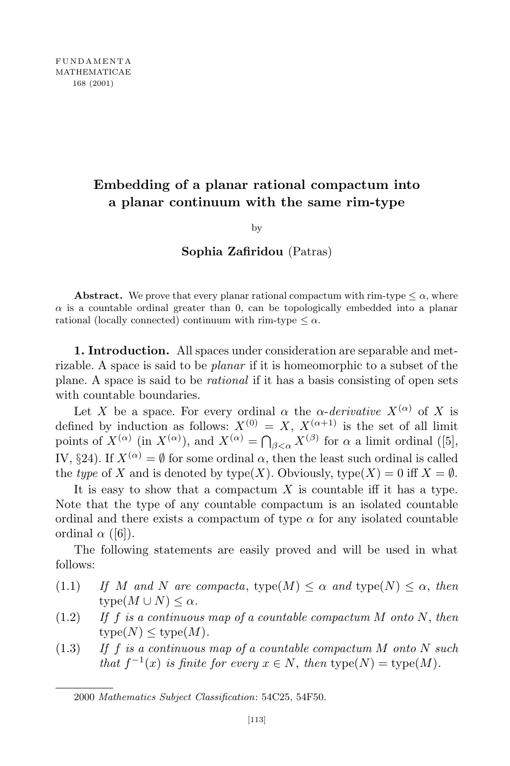# Embedding of a planar rational compactum into a planar continuum with the same rim-type

by

**Sophia Zafiridou** (Patras)

**Abstract.** We prove that every planar rational compactum with rim-type $\le \alpha$, where $\alpha$ is a countable ordinal greater than 0, can be topologically embedded into a planar rational (locally connected) continuum with rim-type $\le \alpha$.

**1. Introduction.** All spaces under consideration are separable and metrizable. A space is said to be *planar* if it is homeomorphic to a subset of the plane. A space is said to be *rational* if it has a basis consisting of open sets with countable boundaries.

Let $X$ be a space. For every ordinal $\alpha$ the $\alpha$-*derivative* $X^{(\alpha)}$ of $X$ is defined by induction as follows: $X^{(0)} = X$, $X^{(\alpha+1)}$ is the set of all limit points of $X^{(\alpha)}$ (in $X^{(\alpha)}$), and $X^{(\alpha)} = \bigcap_{\beta<\alpha} X^{(\beta)}$ for $\alpha$ a limit ordinal ([5], IV, §24). If $X^{(\alpha)} = \emptyset$ for some ordinal $\alpha$, then the least such ordinal is called the *type* of $X$ and is denoted by $\operatorname{type}(X)$. Obviously, $\operatorname{type}(X) = 0$ iff $X = \emptyset$.

It is easy to show that a compactum $X$ is countable iff it has a type. Note that the type of any countable compactum is an isolated countable ordinal and there exists a compactum of type $\alpha$ for any isolated countable ordinal $\alpha$ ([6]).

The following statements are easily proved and will be used in what follows:

(1.1) *If $M$ and $N$ are compacta*, $\operatorname{type}(M) \le \alpha$ *and* $\operatorname{type}(N) \le \alpha$, *then* $\operatorname{type}(M \cup N) \le \alpha$.

(1.2) *If $f$ is a continuous map of a countable compactum $M$ onto $N$, then* $\operatorname{type}(N) \le \operatorname{type}(M)$.

(1.3) *If $f$ is a continuous map of a countable compactum $M$ onto $N$ such that $f^{-1}(x)$ is finite for every $x \in N$, then* $\operatorname{type}(N) = \operatorname{type}(M)$.

---

2000 *Mathematics Subject Classification*: 54C25, 54F50.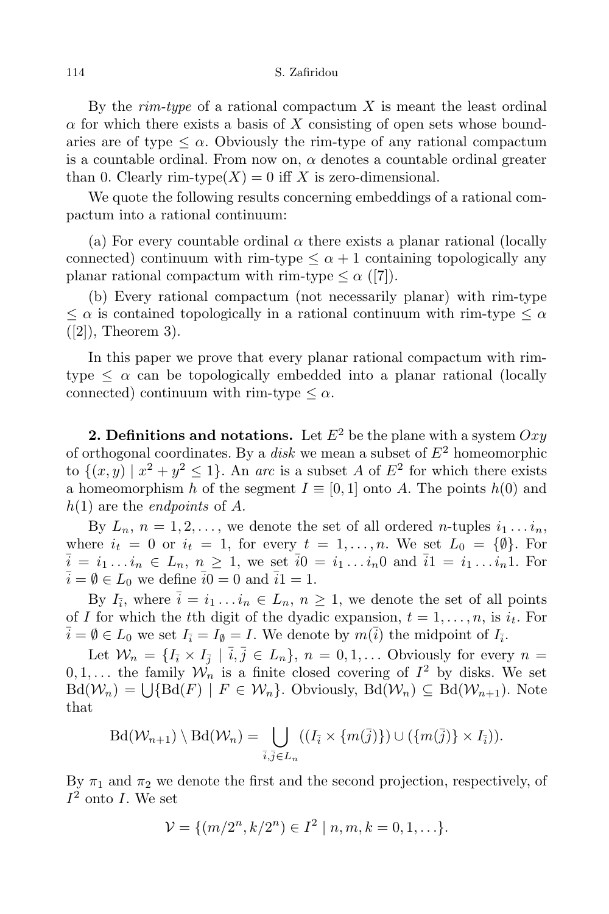By the *rim-type* of a rational compactum $X$ is meant the least ordinal $\alpha$ for which there exists a basis of $X$ consisting of open sets whose boundaries are of type $\leq \alpha$. Obviously the rim-type of any rational compactum is a countable ordinal. From now on, $\alpha$ denotes a countable ordinal greater than 0. Clearly rim-type$(X) = 0$ iff $X$ is zero-dimensional.

We quote the following results concerning embeddings of a rational compactum into a rational continuum:

(a) For every countable ordinal $\alpha$ there exists a planar rational (locally connected) continuum with rim-type $\leq \alpha + 1$ containing topologically any planar rational compactum with rim-type $\leq \alpha$ ([7]).

(b) Every rational compactum (not necessarily planar) with rim-type $\leq \alpha$ is contained topologically in a rational continuum with rim-type $\leq \alpha$ ([2]), Theorem 3).

In this paper we prove that every planar rational compactum with rim-type $\leq \alpha$ can be topologically embedded into a planar rational (locally connected) continuum with rim-type $\leq \alpha$.

**2. Definitions and notations.** Let $E^2$ be the plane with a system $Oxy$ of orthogonal coordinates. By a *disk* we mean a subset of $E^2$ homeomorphic to $\{(x,y) \mid x^2 + y^2 \leq 1\}$. An *arc* is a subset $A$ of $E^2$ for which there exists a homeomorphism $h$ of the segment $I \equiv [0,1]$ onto $A$. The points $h(0)$ and $h(1)$ are the *endpoints* of $A$.

By $L_n$, $n = 1, 2, \ldots$, we denote the set of all ordered $n$-tuples $i_1 \ldots i_n$, where $i_t = 0$ or $i_t = 1$, for every $t = 1, \ldots, n$. We set $L_0 = \{\emptyset\}$. For $\bar{i} = i_1 \ldots i_n \in L_n$, $n \geq 1$, we set $\bar{i}0 = i_1 \ldots i_n 0$ and $\bar{i}1 = i_1 \ldots i_n 1$. For $\bar{i} = \emptyset \in L_0$ we define $\bar{i}0 = 0$ and $\bar{i}1 = 1$.

By $I_{\bar{i}}$, where $\bar{i} = i_1 \ldots i_n \in L_n$, $n \geq 1$, we denote the set of all points of $I$ for which the $t$th digit of the dyadic expansion, $t = 1, \ldots, n$, is $i_t$. For $\bar{i} = \emptyset \in L_0$ we set $I_{\bar{i}} = I_\emptyset = I$. We denote by $m(\bar{i})$ the midpoint of $I_{\bar{i}}$.

Let $\mathcal{W}_n = \{I_{\bar{i}} \times I_{\bar{j}} \mid \bar{i}, \bar{j} \in L_n\}$, $n = 0, 1, \ldots$ Obviously for every $n = 0, 1, \ldots$ the family $\mathcal{W}_n$ is a finite closed covering of $I^2$ by disks. We set $\mathrm{Bd}(\mathcal{W}_n) = \bigcup\{\mathrm{Bd}(F) \mid F \in \mathcal{W}_n\}$. Obviously, $\mathrm{Bd}(\mathcal{W}_n) \subseteq \mathrm{Bd}(\mathcal{W}_{n+1})$. Note that

$$\mathrm{Bd}(\mathcal{W}_{n+1}) \setminus \mathrm{Bd}(\mathcal{W}_n) = \bigcup_{\bar{i}, \bar{j} \in L_n} ((I_{\bar{i}} \times \{m(\bar{j})\}) \cup (\{m(\bar{j})\} \times I_{\bar{i}})).$$

By $\pi_1$ and $\pi_2$ we denote the first and the second projection, respectively, of $I^2$ onto $I$. We set

$$\mathcal{V} = \{(m/2^n, k/2^n) \in I^2 \mid n, m, k = 0, 1, \ldots\}.$$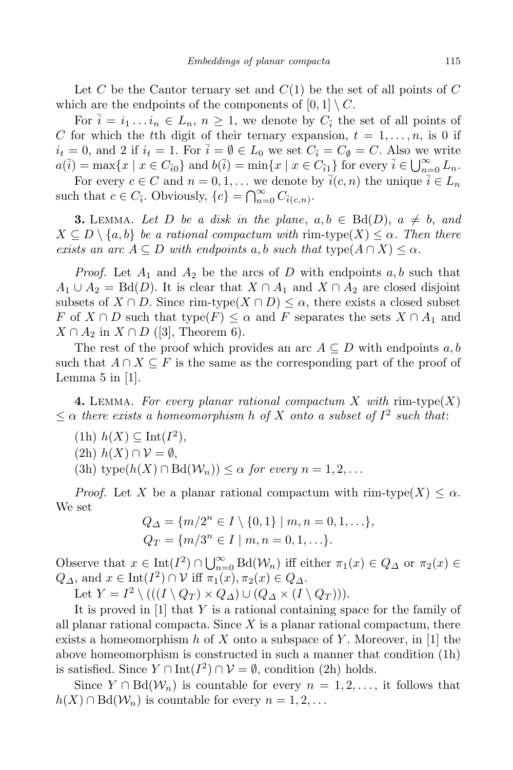Let $C$ be the Cantor ternary set and $C(1)$ be the set of all points of $C$ which are the endpoints of the components of $[0,1]\setminus C$.

For $\bar{i} = i_1 \ldots i_n \in L_n$, $n \geq 1$, we denote by $C_{\bar{i}}$ the set of all points of $C$ for which the $t$th digit of their ternary expansion, $t = 1,\ldots,n$, is 0 if $i_t = 0$, and 2 if $i_t = 1$. For $\bar{i} = \emptyset \in L_0$ we set $C_{\bar{i}} = C_{\emptyset} = C$. Also we write $a(\bar{i}) = \max\{x \mid x \in C_{\bar{i}0}\}$ and $b(\bar{i}) = \min\{x \mid x \in C_{\bar{i}1}\}$ for every $\bar{i} \in \bigcup_{n=0}^{\infty} L_n$.

For every $c \in C$ and $n = 0,1,\ldots$ we denote by $\bar{i}(c,n)$ the unique $\bar{i} \in L_n$ such that $c \in C_{\bar{i}}$. Obviously, $\{c\} = \bigcap_{n=0}^{\infty} C_{\bar{i}(c,n)}$.

**3.** Lemma. *Let $D$ be a disk in the plane, $a,b \in \mathrm{Bd}(D)$, $a \neq b$, and $X \subseteq D \setminus \{a,b\}$ be a rational compactum with* rim-type$(X) \leq \alpha$. *Then there exists an arc $A \subseteq D$ with endpoints $a,b$ such that* type$(A \cap X) \leq \alpha$.

*Proof.* Let $A_1$ and $A_2$ be the arcs of $D$ with endpoints $a,b$ such that $A_1 \cup A_2 = \mathrm{Bd}(D)$. It is clear that $X \cap A_1$ and $X \cap A_2$ are closed disjoint subsets of $X \cap D$. Since rim-type$(X \cap D) \leq \alpha$, there exists a closed subset $F$ of $X \cap D$ such that type$(F) \leq \alpha$ and $F$ separates the sets $X \cap A_1$ and $X \cap A_2$ in $X \cap D$ ([3], Theorem 6).

The rest of the proof which provides an arc $A \subseteq D$ with endpoints $a,b$ such that $A \cap X \subseteq F$ is the same as the corresponding part of the proof of Lemma 5 in [1].

**4.** Lemma. *For every planar rational compactum $X$ with* rim-type$(X)$ $\leq \alpha$ *there exists a homeomorphism $h$ of $X$ onto a subset of $I^2$ such that*:

(1h) $h(X) \subseteq \mathrm{Int}(I^2)$,

(2h) $h(X) \cap \mathcal{V} = \emptyset$,

(3h) type$(h(X) \cap \mathrm{Bd}(\mathcal{W}_n)) \leq \alpha$ *for every* $n = 1,2,\ldots$

*Proof.* Let $X$ be a planar rational compactum with rim-type$(X) \leq \alpha$. We set

$$Q_{\Delta} = \{m/2^n \in I \setminus \{0,1\} \mid m,n = 0,1,\ldots\},$$
$$Q_T = \{m/3^n \in I \mid m,n = 0,1,\ldots\}.$$

Observe that $x \in \mathrm{Int}(I^2) \cap \bigcup_{n=0}^{\infty} \mathrm{Bd}(\mathcal{W}_n)$ iff either $\pi_1(x) \in Q_{\Delta}$ or $\pi_2(x) \in Q_{\Delta}$, and $x \in \mathrm{Int}(I^2) \cap \mathcal{V}$ iff $\pi_1(x), \pi_2(x) \in Q_{\Delta}$.

Let $Y = I^2 \setminus (((I \setminus Q_T) \times Q_{\Delta}) \cup (Q_{\Delta} \times (I \setminus Q_T)))$.

It is proved in [1] that $Y$ is a rational containing space for the family of all planar rational compacta. Since $X$ is a planar rational compactum, there exists a homeomorphism $h$ of $X$ onto a subspace of $Y$. Moreover, in [1] the above homeomorphism is constructed in such a manner that condition (1h) is satisfied. Since $Y \cap \mathrm{Int}(I^2) \cap \mathcal{V} = \emptyset$, condition (2h) holds.

Since $Y \cap \mathrm{Bd}(\mathcal{W}_n)$ is countable for every $n = 1,2,\ldots$, it follows that $h(X) \cap \mathrm{Bd}(\mathcal{W}_n)$ is countable for every $n = 1,2,\ldots$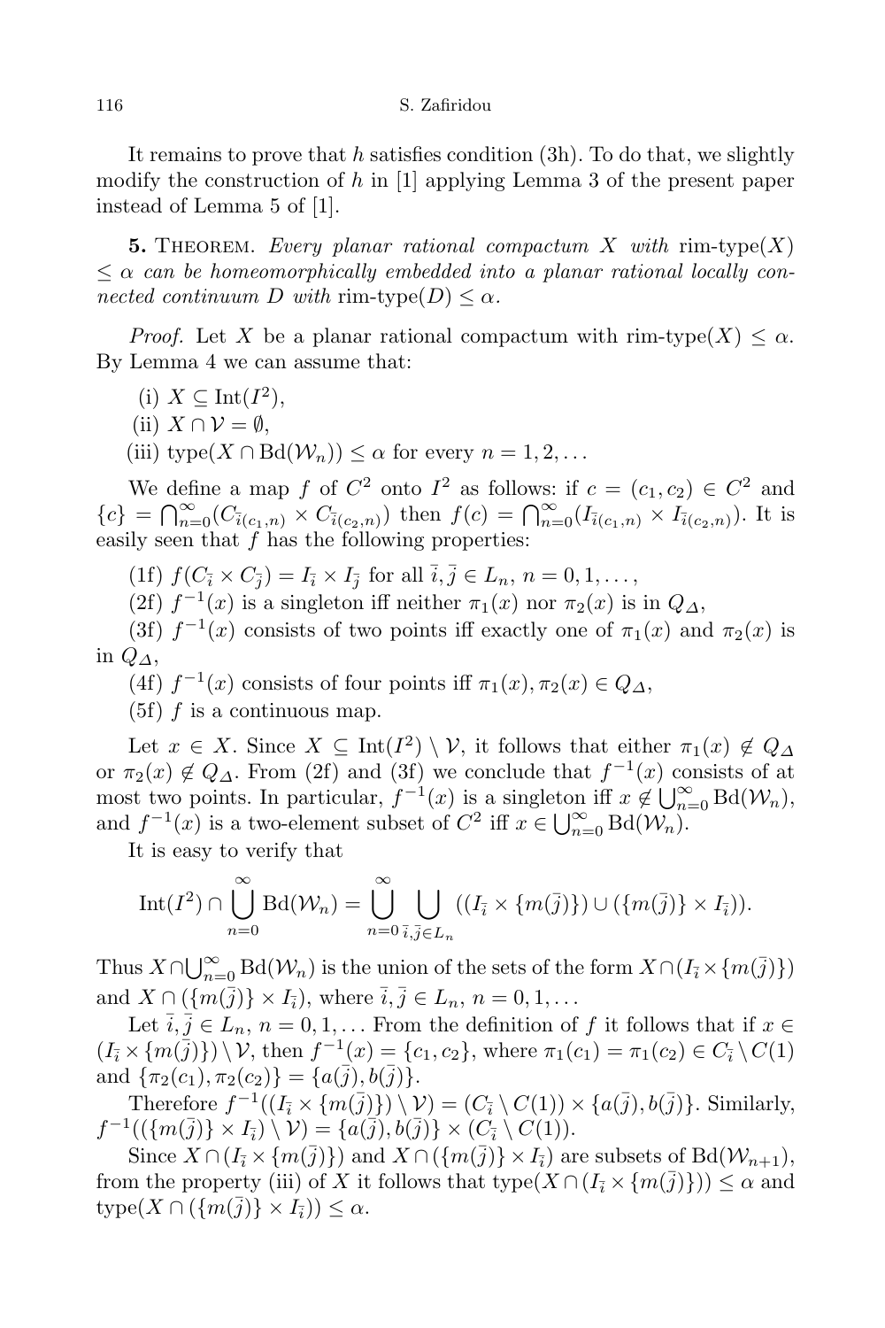It remains to prove that $h$ satisfies condition (3h). To do that, we slightly modify the construction of $h$ in [1] applying Lemma 3 of the present paper instead of Lemma 5 of [1].

**5.** Theorem. *Every planar rational compactum $X$ with* rim-type$(X) \leq \alpha$ *can be homeomorphically embedded into a planar rational locally connected continuum $D$ with* rim-type$(D) \leq \alpha$.

*Proof.* Let $X$ be a planar rational compactum with rim-type$(X) \leq \alpha$. By Lemma 4 we can assume that:

(i) $X \subseteq \mathrm{Int}(I^2)$,

(ii) $X \cap \mathcal{V} = \emptyset$,

(iii) $\mathrm{type}(X \cap \mathrm{Bd}(\mathcal{W}_n)) \leq \alpha$ for every $n = 1, 2, \ldots$

We define a map $f$ of $C^2$ onto $I^2$ as follows: if $c = (c_1, c_2) \in C^2$ and $\{c\} = \bigcap_{n=0}^{\infty}(C_{\bar{i}(c_1,n)} \times C_{\bar{i}(c_2,n)})$ then $f(c) = \bigcap_{n=0}^{\infty}(I_{\bar{i}(c_1,n)} \times I_{\bar{i}(c_2,n)})$. It is easily seen that $f$ has the following properties:

(1f) $f(C_{\bar{i}} \times C_{\bar{j}}) = I_{\bar{i}} \times I_{\bar{j}}$ for all $\bar{i}, \bar{j} \in L_n$, $n = 0, 1, \ldots$,

(2f) $f^{-1}(x)$ is a singleton iff neither $\pi_1(x)$ nor $\pi_2(x)$ is in $Q_{\Delta}$,

(3f) $f^{-1}(x)$ consists of two points iff exactly one of $\pi_1(x)$ and $\pi_2(x)$ is in $Q_{\Delta}$,

(4f) $f^{-1}(x)$ consists of four points iff $\pi_1(x), \pi_2(x) \in Q_{\Delta}$,

(5f) $f$ is a continuous map.

Let $x \in X$. Since $X \subseteq \mathrm{Int}(I^2) \setminus \mathcal{V}$, it follows that either $\pi_1(x) \notin Q_{\Delta}$ or $\pi_2(x) \notin Q_{\Delta}$. From (2f) and (3f) we conclude that $f^{-1}(x)$ consists of at most two points. In particular, $f^{-1}(x)$ is a singleton iff $x \notin \bigcup_{n=0}^{\infty} \mathrm{Bd}(\mathcal{W}_n)$, and $f^{-1}(x)$ is a two-element subset of $C^2$ iff $x \in \bigcup_{n=0}^{\infty} \mathrm{Bd}(\mathcal{W}_n)$.

It is easy to verify that

$$\mathrm{Int}(I^2) \cap \bigcup_{n=0}^{\infty} \mathrm{Bd}(\mathcal{W}_n) = \bigcup_{n=0}^{\infty} \bigcup_{\bar{i},\bar{j} \in L_n} ((I_{\bar{i}} \times \{m(\bar{j})\}) \cup (\{m(\bar{j})\} \times I_{\bar{i}})).$$

Thus $X \cap \bigcup_{n=0}^{\infty} \mathrm{Bd}(\mathcal{W}_n)$ is the union of the sets of the form $X \cap (I_{\bar{i}} \times \{m(\bar{j})\})$ and $X \cap (\{m(\bar{j})\} \times I_{\bar{i}})$, where $\bar{i}, \bar{j} \in L_n$, $n = 0, 1, \ldots$

Let $\bar{i}, \bar{j} \in L_n$, $n = 0, 1, \ldots$ From the definition of $f$ it follows that if $x \in (I_{\bar{i}} \times \{m(\bar{j})\}) \setminus \mathcal{V}$, then $f^{-1}(x) = \{c_1, c_2\}$, where $\pi_1(c_1) = \pi_1(c_2) \in C_{\bar{i}} \setminus C(1)$ and $\{\pi_2(c_1), \pi_2(c_2)\} = \{a(\bar{j}), b(\bar{j})\}$.

Therefore $f^{-1}((I_{\bar{i}} \times \{m(\bar{j})\}) \setminus \mathcal{V}) = (C_{\bar{i}} \setminus C(1)) \times \{a(\bar{j}), b(\bar{j})\}$. Similarly, $f^{-1}((\{m(\bar{j})\} \times I_{\bar{i}}) \setminus \mathcal{V}) = \{a(\bar{j}), b(\bar{j})\} \times (C_{\bar{i}} \setminus C(1))$.

Since $X \cap (I_{\bar{i}} \times \{m(\bar{j})\})$ and $X \cap (\{m(\bar{j})\} \times I_{\bar{i}})$ are subsets of $\mathrm{Bd}(\mathcal{W}_{n+1})$, from the property (iii) of $X$ it follows that $\mathrm{type}(X \cap (I_{\bar{i}} \times \{m(\bar{j})\})) \leq \alpha$ and $\mathrm{type}(X \cap (\{m(\bar{j})\} \times I_{\bar{i}})) \leq \alpha$.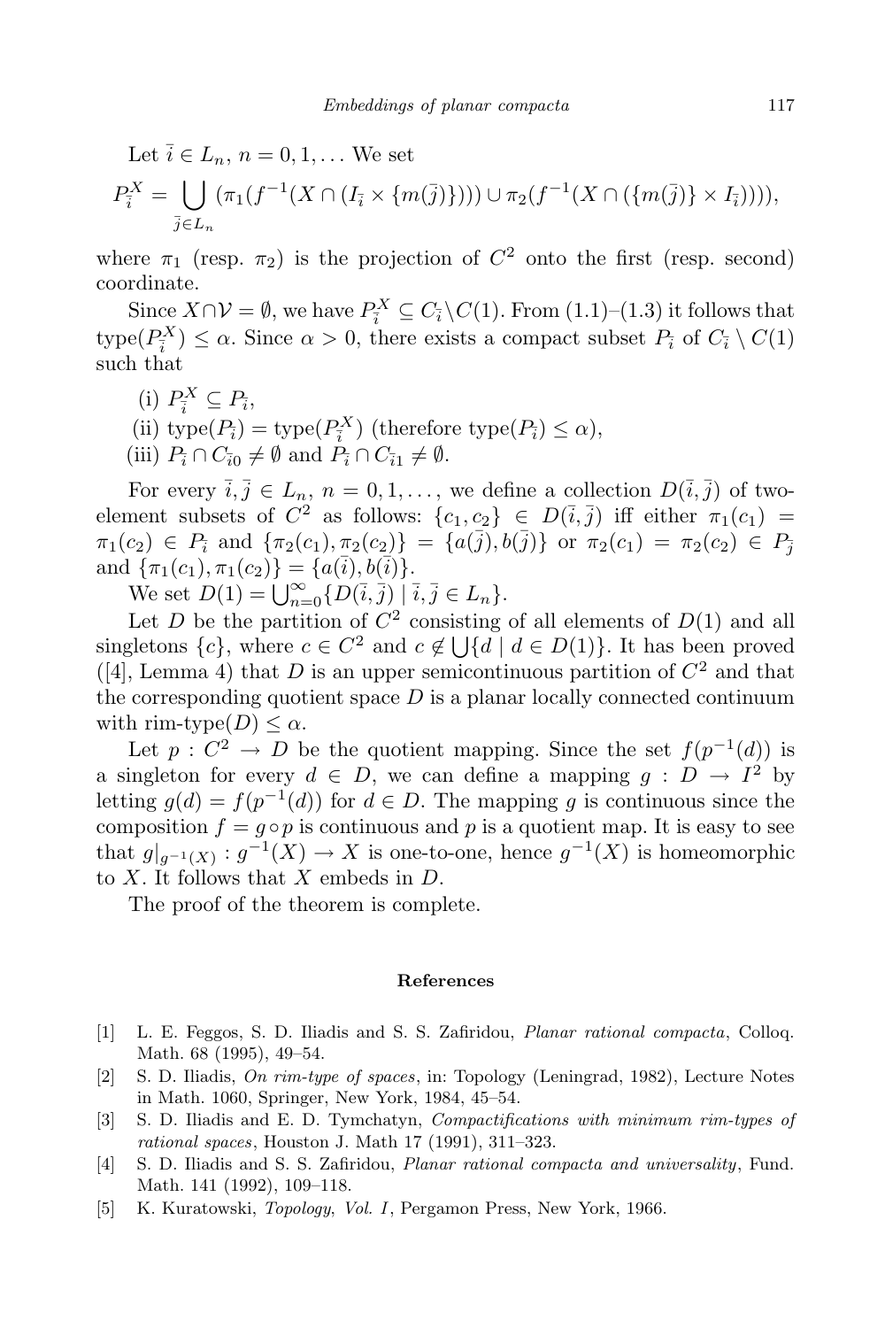Let $\bar{i} \in L_n$, $n = 0, 1, \ldots$ We set

$$P_{\bar{i}}^X = \bigcup_{\bar{j} \in L_n} (\pi_1(f^{-1}(X \cap (I_{\bar{i}} \times \{m(\bar{j})\}))) \cup \pi_2(f^{-1}(X \cap (\{m(\bar{j})\} \times I_{\bar{i}})))),$$

where $\pi_1$ (resp. $\pi_2$) is the projection of $C^2$ onto the first (resp. second) coordinate.

Since $X \cap \mathcal{V} = \emptyset$, we have $P_{\bar{i}}^X \subseteq C_{\bar{i}} \setminus C(1)$. From (1.1)–(1.3) it follows that $\text{type}(P_{\bar{i}}^X) \leq \alpha$. Since $\alpha > 0$, there exists a compact subset $P_{\bar{i}}$ of $C_{\bar{i}} \setminus C(1)$ such that

(i) $P_{\bar{i}}^X \subseteq P_{\bar{i}}$,

(ii) $\text{type}(P_{\bar{i}}) = \text{type}(P_{\bar{i}}^X)$ (therefore $\text{type}(P_{\bar{i}}) \leq \alpha$),

(iii) $P_{\bar{i}} \cap C_{\bar{i}0} \neq \emptyset$ and $P_{\bar{i}} \cap C_{\bar{i}1} \neq \emptyset$.

For every $\bar{i}, \bar{j} \in L_n$, $n = 0, 1, \ldots$, we define a collection $D(\bar{i}, \bar{j})$ of two-element subsets of $C^2$ as follows: $\{c_1, c_2\} \in D(\bar{i}, \bar{j})$ iff either $\pi_1(c_1) = \pi_1(c_2) \in P_{\bar{i}}$ and $\{\pi_2(c_1), \pi_2(c_2)\} = \{a(\bar{j}), b(\bar{j})\}$ or $\pi_2(c_1) = \pi_2(c_2) \in P_{\bar{j}}$ and $\{\pi_1(c_1), \pi_1(c_2)\} = \{a(\bar{i}), b(\bar{i})\}$.

We set $D(1) = \bigcup_{n=0}^{\infty} \{D(\bar{i}, \bar{j}) \mid \bar{i}, \bar{j} \in L_n\}$.

Let $D$ be the partition of $C^2$ consisting of all elements of $D(1)$ and all singletons $\{c\}$, where $c \in C^2$ and $c \notin \bigcup\{d \mid d \in D(1)\}$. It has been proved ([4], Lemma 4) that $D$ is an upper semicontinuous partition of $C^2$ and that the corresponding quotient space $D$ is a planar locally connected continuum with $\text{rim-type}(D) \leq \alpha$.

Let $p : C^2 \to D$ be the quotient mapping. Since the set $f(p^{-1}(d))$ is a singleton for every $d \in D$, we can define a mapping $g : D \to I^2$ by letting $g(d) = f(p^{-1}(d))$ for $d \in D$. The mapping $g$ is continuous since the composition $f = g \circ p$ is continuous and $p$ is a quotient map. It is easy to see that $g|_{g^{-1}(X)} : g^{-1}(X) \to X$ is one-to-one, hence $g^{-1}(X)$ is homeomorphic to $X$. It follows that $X$ embeds in $D$.

The proof of the theorem is complete.

## References

[1] L. E. Feggos, S. D. Iliadis and S. S. Zafiridou, *Planar rational compacta*, Colloq. Math. 68 (1995), 49–54.

[2] S. D. Iliadis, *On rim-type of spaces*, in: Topology (Leningrad, 1982), Lecture Notes in Math. 1060, Springer, New York, 1984, 45–54.

[3] S. D. Iliadis and E. D. Tymchatyn, *Compactifications with minimum rim-types of rational spaces*, Houston J. Math 17 (1991), 311–323.

[4] S. D. Iliadis and S. S. Zafiridou, *Planar rational compacta and universality*, Fund. Math. 141 (1992), 109–118.

[5] K. Kuratowski, *Topology, Vol. I*, Pergamon Press, New York, 1966.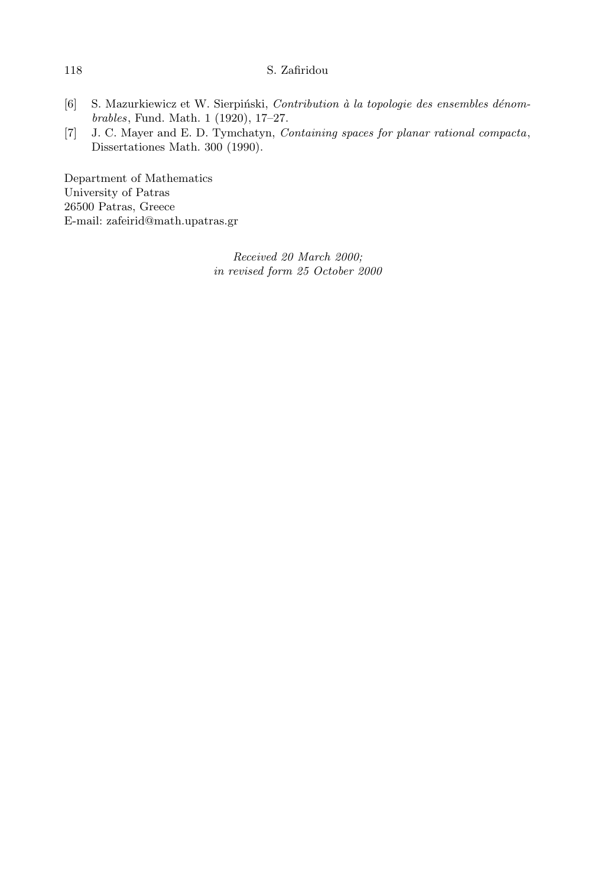[6] S. Mazurkiewicz et W. Sierpiński, *Contribution à la topologie des ensembles dénombrables*, Fund. Math. 1 (1920), 17–27.

[7] J. C. Mayer and E. D. Tymchatyn, *Containing spaces for planar rational compacta*, Dissertationes Math. 300 (1990).

Department of Mathematics
University of Patras
26500 Patras, Greece
E-mail: zafeirid@math.upatras.gr

*Received 20 March 2000;*
*in revised form 25 October 2000*